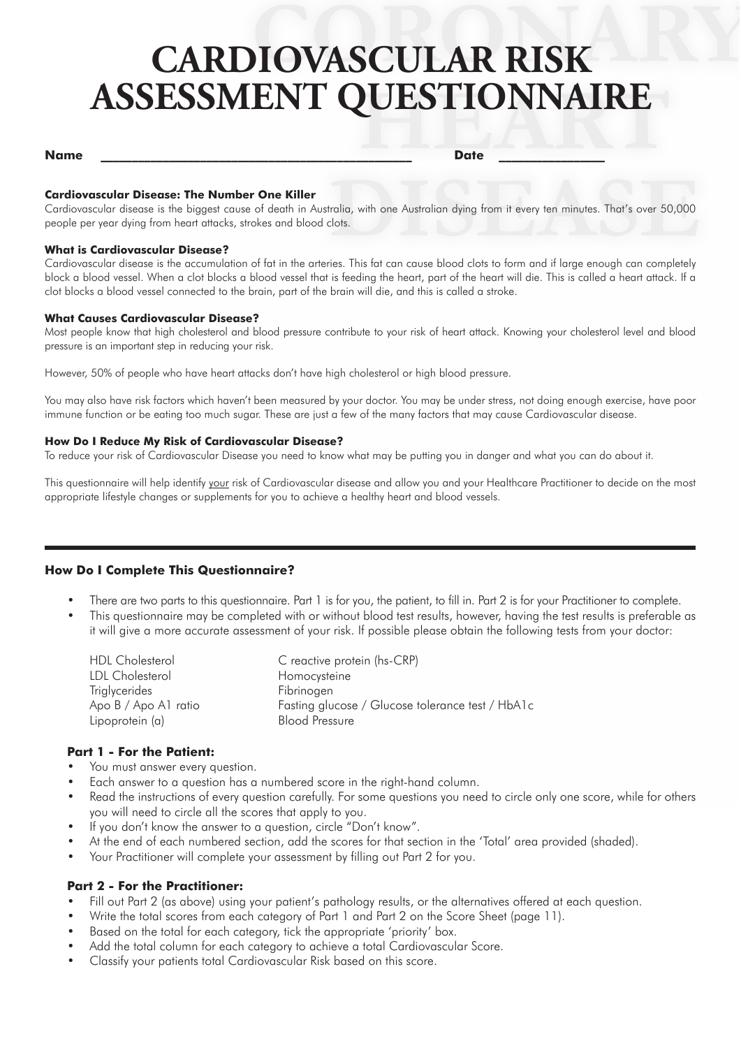# CARDIOVASCULAR RISK ASSESSMENT QUESTIONNAIRE

**Name** ______________________________________________ **Date** ______________

**Cardiovascular Disease: The Number One Killer**

Cardiovascular disease is the biggest cause of death in Australia, with one Australian dying from it every ten minutes. That's over 50,000 people per year dying from heart attacks, strokes and blood clots.

**What is Cardiovascular Disease?**

Cardiovascular disease is the accumulation of fat in the arteries. This fat can cause blood clots to form and if large enough can completely block a blood vessel. When a clot blocks a blood vessel that is feeding the heart, part of the heart will die. This is called a heart attack. If a clot blocks a blood vessel connected to the brain, part of the brain will die, and this is called a stroke.

**What Causes Cardiovascular Disease?**

Most people know that high cholesterol and blood pressure contribute to your risk of heart attack. Knowing your cholesterol level and blood pressure is an important step in reducing your risk.

However, 50% of people who have heart attacks don't have high cholesterol or high blood pressure.

You may also have risk factors which haven't been measured by your doctor. You may be under stress, not doing enough exercise, have poor immune function or be eating too much sugar. These are just a few of the many factors that may cause Cardiovascular disease.

**How Do I Reduce My Risk of Cardiovascular Disease?**

To reduce your risk of Cardiovascular Disease you need to know what may be putting you in danger and what you can do about it.

This questionnaire will help identify your risk of Cardiovascular disease and allow you and your Healthcare Practitioner to decide on the most appropriate lifestyle changes or supplements for you to achieve a healthy heart and blood vessels.

---

### How Do I Complete This Questionnaire?

- There are two parts to this questionnaire. Part 1 is for you, the patient, to fill in. Part 2 is for your Practitioner to complete.
- This questionnaire may be completed with or without blood test results, however, having the test results is preferable as it will give a more accurate assessment of your risk. If possible please obtain the following tests from your doctor:

| | |
|---|---|
| HDL Cholesterol | C reactive protein (hs-CRP) |
| LDL Cholesterol | Homocysteine |
| Triglycerides | Fibrinogen |
| Apo B / Apo A1 ratio | Fasting glucose / Glucose tolerance test / HbA1c |
| Lipoprotein (a) | Blood Pressure |

#### Part 1 - For the Patient:

- You must answer every question.
- Each answer to a question has a numbered score in the right-hand column.
- Read the instructions of every question carefully. For some questions you need to circle only one score, while for others you will need to circle all the scores that apply to you.
- If you don't know the answer to a question, circle "Don't know".
- At the end of each numbered section, add the scores for that section in the 'Total' area provided (shaded).
- Your Practitioner will complete your assessment by filling out Part 2 for you.

#### Part 2 - For the Practitioner:

- Fill out Part 2 (as above) using your patient's pathology results, or the alternatives offered at each question.
- Write the total scores from each category of Part 1 and Part 2 on the Score Sheet (page 11).
- Based on the total for each category, tick the appropriate 'priority' box.
- Add the total column for each category to achieve a total Cardiovascular Score.
- Classify your patients total Cardiovascular Risk based on this score.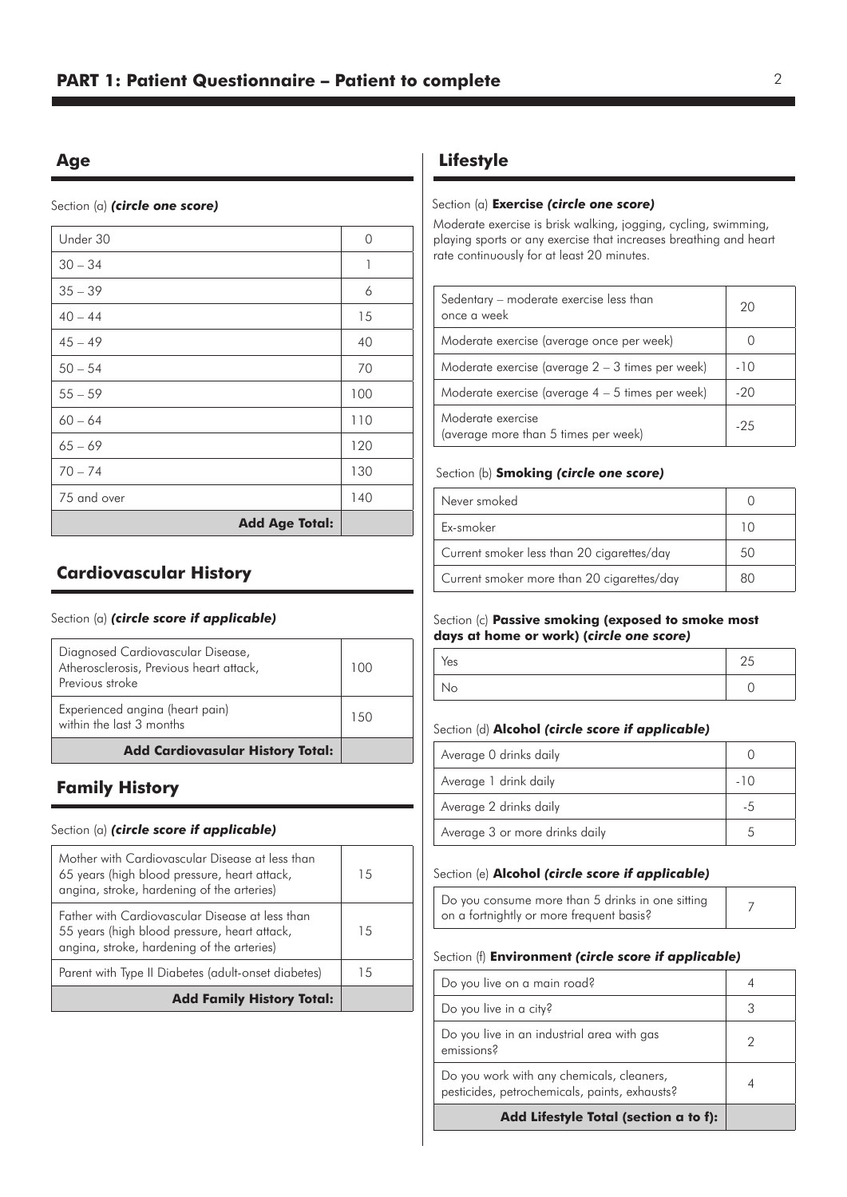# PART 1: Patient Questionnaire – Patient to complete

## Age

Section (a) ***(circle one score)***

| Age | Score |
|---|---|
| Under 30 | 0 |
| 30 – 34 | 1 |
| 35 – 39 | 6 |
| 40 – 44 | 15 |
| 45 – 49 | 40 |
| 50 – 54 | 70 |
| 55 – 59 | 100 |
| 60 – 64 | 110 |
| 65 – 69 | 120 |
| 70 – 74 | 130 |
| 75 and over | 140 |
| **Add Age Total:** | |

## Cardiovascular History

Section (a) ***(circle score if applicable)***

| Condition | Score |
|---|---|
| Diagnosed Cardiovascular Disease, Atherosclerosis, Previous heart attack, Previous stroke | 100 |
| Experienced angina (heart pain) within the last 3 months | 150 |
| **Add Cardiovasular History Total:** | |

## Family History

Section (a) ***(circle score if applicable)***

| Condition | Score |
|---|---|
| Mother with Cardiovascular Disease at less than 65 years (high blood pressure, heart attack, angina, stroke, hardening of the arteries) | 15 |
| Father with Cardiovascular Disease at less than 55 years (high blood pressure, heart attack, angina, stroke, hardening of the arteries) | 15 |
| Parent with Type II Diabetes (adult-onset diabetes) | 15 |
| **Add Family History Total:** | |

## Lifestyle

Section (a) **Exercise *(circle one score)***

Moderate exercise is brisk walking, jogging, cycling, swimming, playing sports or any exercise that increases breathing and heart rate continuously for at least 20 minutes.

| Exercise | Score |
|---|---|
| Sedentary – moderate exercise less than once a week | 20 |
| Moderate exercise (average once per week) | 0 |
| Moderate exercise (average 2 – 3 times per week) | -10 |
| Moderate exercise (average 4 – 5 times per week) | -20 |
| Moderate exercise (average more than 5 times per week) | -25 |

Section (b) **Smoking *(circle one score)***

| Smoking | Score |
|---|---|
| Never smoked | 0 |
| Ex-smoker | 10 |
| Current smoker less than 20 cigarettes/day | 50 |
| Current smoker more than 20 cigarettes/day | 80 |

Section (c) **Passive smoking (exposed to smoke most days at home or work) (*circle one score)***

| Passive smoking | Score |
|---|---|
| Yes | 25 |
| No | 0 |

Section (d) **Alcohol *(circle score if applicable)***

| Alcohol | Score |
|---|---|
| Average 0 drinks daily | 0 |
| Average 1 drink daily | -10 |
| Average 2 drinks daily | -5 |
| Average 3 or more drinks daily | 5 |

Section (e) **Alcohol *(circle score if applicable)***

| Alcohol | Score |
|---|---|
| Do you consume more than 5 drinks in one sitting on a fortnightly or more frequent basis? | 7 |

Section (f) **Environment *(circle score if applicable)***

| Environment | Score |
|---|---|
| Do you live on a main road? | 4 |
| Do you live in a city? | 3 |
| Do you live in an industrial area with gas emissions? | 2 |
| Do you work with any chemicals, cleaners, pesticides, petrochemicals, paints, exhausts? | 4 |
| **Add Lifestyle Total (section a to f):** | |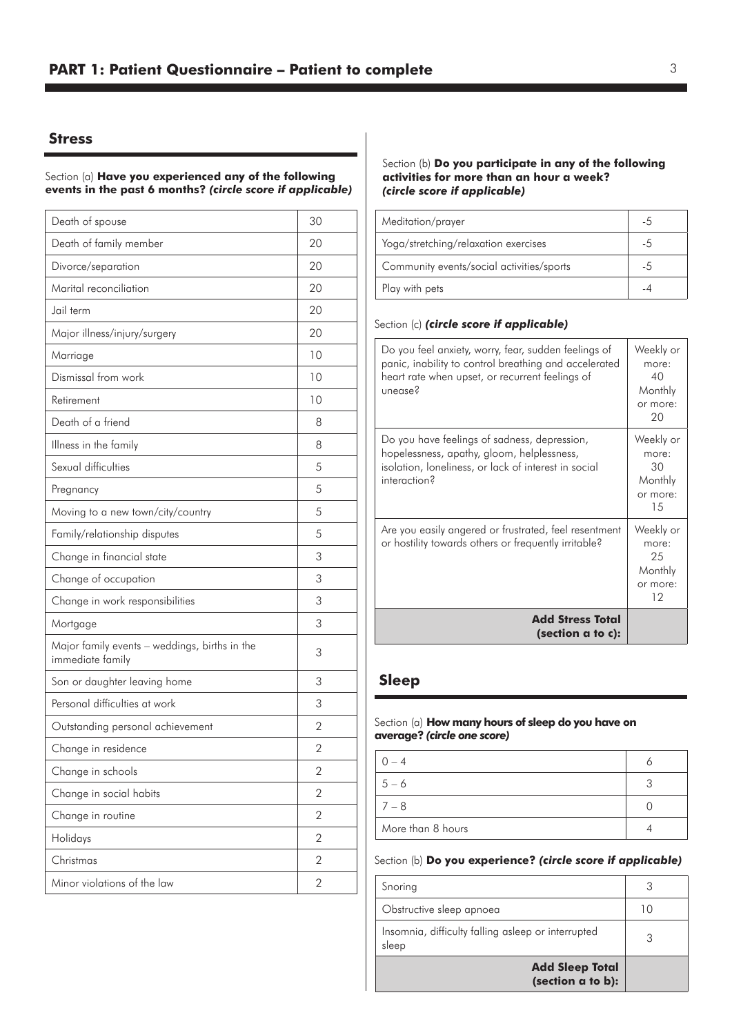# PART 1: Patient Questionnaire – Patient to complete

## Stress

Section (a) **Have you experienced any of the following events in the past 6 months?** ***(circle score if applicable)***

| Event | Score |
|---|---|
| Death of spouse | 30 |
| Death of family member | 20 |
| Divorce/separation | 20 |
| Marital reconciliation | 20 |
| Jail term | 20 |
| Major illness/injury/surgery | 20 |
| Marriage | 10 |
| Dismissal from work | 10 |
| Retirement | 10 |
| Death of a friend | 8 |
| Illness in the family | 8 |
| Sexual difficulties | 5 |
| Pregnancy | 5 |
| Moving to a new town/city/country | 5 |
| Family/relationship disputes | 5 |
| Change in financial state | 3 |
| Change of occupation | 3 |
| Change in work responsibilities | 3 |
| Mortgage | 3 |
| Major family events – weddings, births in the immediate family | 3 |
| Son or daughter leaving home | 3 |
| Personal difficulties at work | 3 |
| Outstanding personal achievement | 2 |
| Change in residence | 2 |
| Change in schools | 2 |
| Change in social habits | 2 |
| Change in routine | 2 |
| Holidays | 2 |
| Christmas | 2 |
| Minor violations of the law | 2 |

Section (b) **Do you participate in any of the following activities for more than an hour a week?** ***(circle score if applicable)***

| Activity | Score |
|---|---|
| Meditation/prayer | -5 |
| Yoga/stretching/relaxation exercises | -5 |
| Community events/social activities/sports | -5 |
| Play with pets | -4 |

Section (c) ***(circle score if applicable)***

| Question | Score |
|---|---|
| Do you feel anxiety, worry, fear, sudden feelings of panic, inability to control breathing and accelerated heart rate when upset, or recurrent feelings of unease? | Weekly or more: 40 Monthly or more: 20 |
| Do you have feelings of sadness, depression, hopelessness, apathy, gloom, helplessness, isolation, loneliness, or lack of interest in social interaction? | Weekly or more: 30 Monthly or more: 15 |
| Are you easily angered or frustrated, feel resentment or hostility towards others or frequently irritable? | Weekly or more: 25 Monthly or more: 12 |
| **Add Stress Total (section a to c):** | |

## Sleep

Section (a) **How many hours of sleep do you have on average?** ***(circle one score)***

| Hours | Score |
|---|---|
| 0 – 4 | 6 |
| 5 – 6 | 3 |
| 7 – 8 | 0 |
| More than 8 hours | 4 |

Section (b) **Do you experience?** ***(circle score if applicable)***

| Condition | Score |
|---|---|
| Snoring | 3 |
| Obstructive sleep apnoea | 10 |
| Insomnia, difficulty falling asleep or interrupted sleep | 3 |
| **Add Sleep Total (section a to b):** | |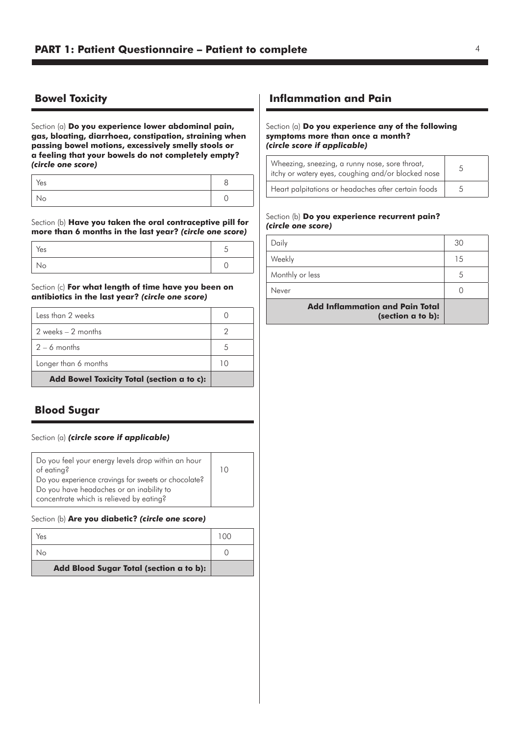# PART 1: Patient Questionnaire – Patient to complete

## Bowel Toxicity

Section (a) **Do you experience lower abdominal pain, gas, bloating, diarrhoea, constipation, straining when passing bowel motions, excessively smelly stools or a feeling that your bowels do not completely empty?** ***(circle one score)***

| | |
|---|---|
| Yes | 8 |
| No | 0 |

Section (b) **Have you taken the oral contraceptive pill for more than 6 months in the last year?** ***(circle one score)***

| | |
|---|---|
| Yes | 5 |
| No | 0 |

Section (c) **For what length of time have you been on antibiotics in the last year?** ***(circle one score)***

| | |
|---|---|
| Less than 2 weeks | 0 |
| 2 weeks – 2 months | 2 |
| 2 – 6 months | 5 |
| Longer than 6 months | 10 |
| **Add Bowel Toxicity Total (section a to c):** | |

## Blood Sugar

Section (a) ***(circle score if applicable)***

| | |
|---|---|
| Do you feel your energy levels drop within an hour of eating?<br>Do you experience cravings for sweets or chocolate?<br>Do you have headaches or an inability to concentrate which is relieved by eating? | 10 |

Section (b) **Are you diabetic?** ***(circle one score)***

| | |
|---|---|
| Yes | 100 |
| No | 0 |
| **Add Blood Sugar Total (section a to b):** | |

## Inflammation and Pain

Section (a) **Do you experience any of the following symptoms more than once a month?** ***(circle score if applicable)***

| | |
|---|---|
| Wheezing, sneezing, a runny nose, sore throat, itchy or watery eyes, coughing and/or blocked nose | 5 |
| Heart palpitations or headaches after certain foods | 5 |

Section (b) **Do you experience recurrent pain?** ***(circle one score)***

| | |
|---|---|
| Daily | 30 |
| Weekly | 15 |
| Monthly or less | 5 |
| Never | 0 |
| **Add Inflammation and Pain Total (section a to b):** | |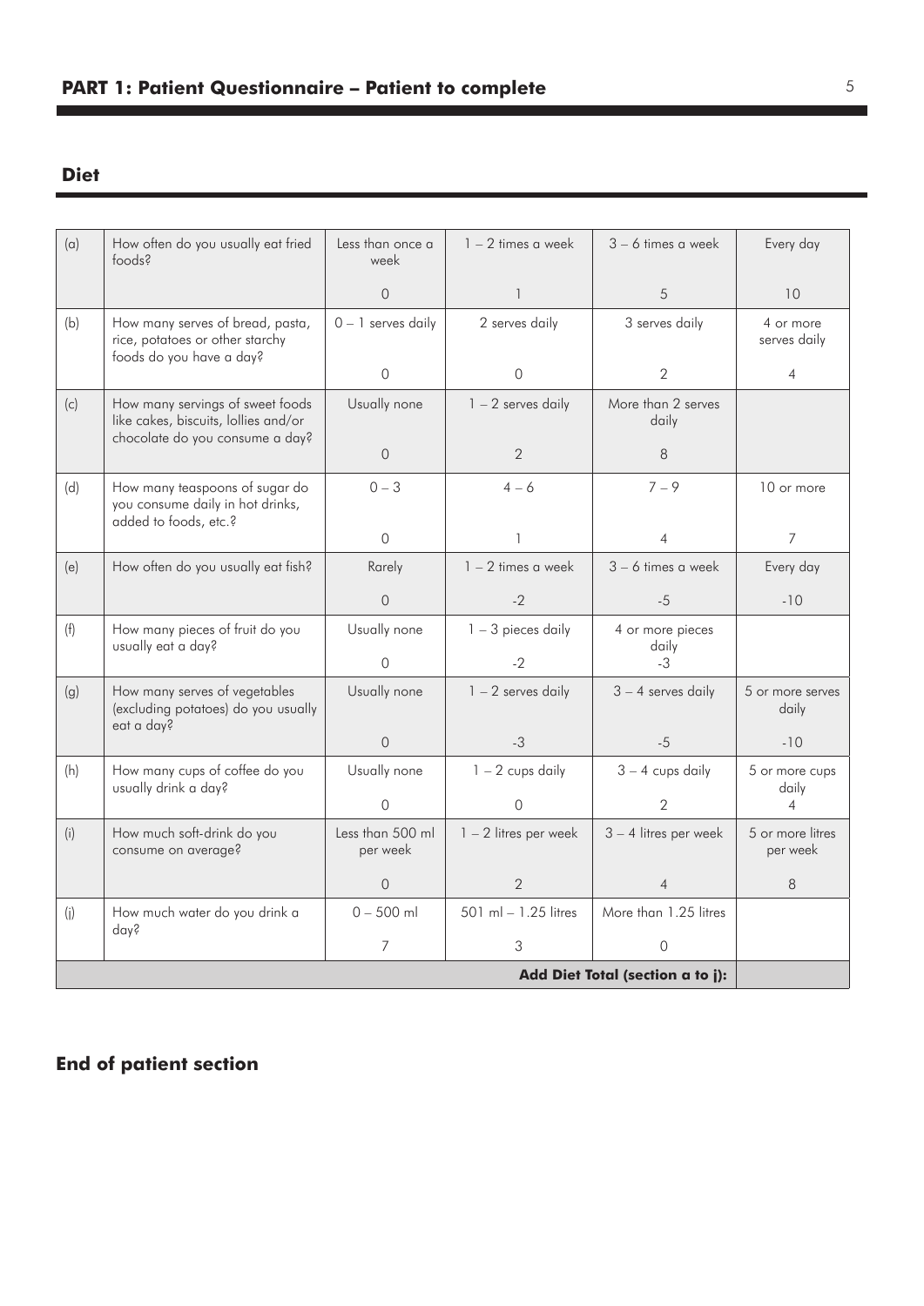## PART 1: Patient Questionnaire – Patient to complete

### Diet

| | | | | | |
|---|---|---|---|---|---|
| (a) | How often do you usually eat fried foods? | Less than once a week | 1 – 2 times a week | 3 – 6 times a week | Every day |
| | | 0 | 1 | 5 | 10 |
| (b) | How many serves of bread, pasta, rice, potatoes or other starchy foods do you have a day? | 0 – 1 serves daily | 2 serves daily | 3 serves daily | 4 or more serves daily |
| | | 0 | 0 | 2 | 4 |
| (c) | How many servings of sweet foods like cakes, biscuits, lollies and/or chocolate do you consume a day? | Usually none | 1 – 2 serves daily | More than 2 serves daily | |
| | | 0 | 2 | 8 | |
| (d) | How many teaspoons of sugar do you consume daily in hot drinks, added to foods, etc.? | 0 – 3 | 4 – 6 | 7 – 9 | 10 or more |
| | | 0 | 1 | 4 | 7 |
| (e) | How often do you usually eat fish? | Rarely | 1 – 2 times a week | 3 – 6 times a week | Every day |
| | | 0 | -2 | -5 | -10 |
| (f) | How many pieces of fruit do you usually eat a day? | Usually none | 1 – 3 pieces daily | 4 or more pieces daily | |
| | | 0 | -2 | -3 | |
| (g) | How many serves of vegetables (excluding potatoes) do you usually eat a day? | Usually none | 1 – 2 serves daily | 3 – 4 serves daily | 5 or more serves daily |
| | | 0 | -3 | -5 | -10 |
| (h) | How many cups of coffee do you usually drink a day? | Usually none | 1 – 2 cups daily | 3 – 4 cups daily | 5 or more cups daily |
| | | 0 | 0 | 2 | 4 |
| (i) | How much soft-drink do you consume on average? | Less than 500 ml per week | 1 – 2 litres per week | 3 – 4 litres per week | 5 or more litres per week |
| | | 0 | 2 | 4 | 8 |
| (j) | How much water do you drink a day? | 0 – 500 ml | 501 ml – 1.25 litres | More than 1.25 litres | |
| | | 7 | 3 | 0 | |
| | | | | **Add Diet Total (section a to j):** | |

### End of patient section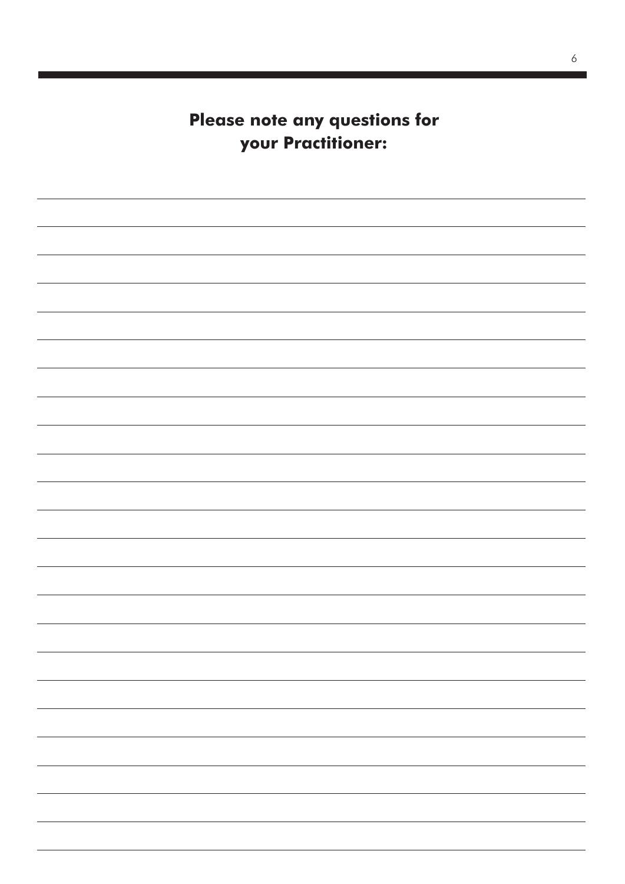## Please note any questions for your Practitioner: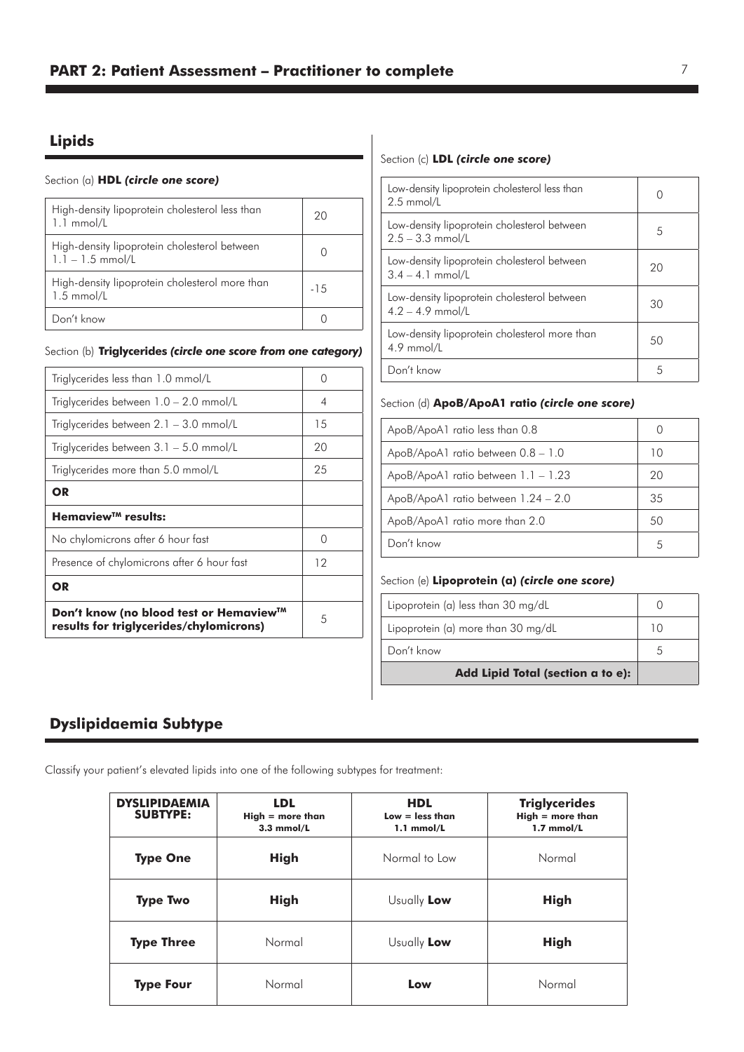## PART 2: Patient Assessment – Practitioner to complete

### Lipids

Section (a) **HDL *(circle one score)***

| | |
|---|---|
| High-density lipoprotein cholesterol less than 1.1 mmol/L | 20 |
| High-density lipoprotein cholesterol between 1.1 – 1.5 mmol/L | 0 |
| High-density lipoprotein cholesterol more than 1.5 mmol/L | -15 |
| Don't know | 0 |

Section (b) **Triglycerides *(circle one score from one category)***

| | |
|---|---|
| Triglycerides less than 1.0 mmol/L | 0 |
| Triglycerides between 1.0 – 2.0 mmol/L | 4 |
| Triglycerides between 2.1 – 3.0 mmol/L | 15 |
| Triglycerides between 3.1 – 5.0 mmol/L | 20 |
| Triglycerides more than 5.0 mmol/L | 25 |
| **OR** | |
| **Hemaview™ results:** | |
| No chylomicrons after 6 hour fast | 0 |
| Presence of chylomicrons after 6 hour fast | 12 |
| **OR** | |
| **Don't know (no blood test or Hemaview™ results for triglycerides/chylomicrons)** | 5 |

Section (c) **LDL *(circle one score)***

| | |
|---|---|
| Low-density lipoprotein cholesterol less than 2.5 mmol/L | 0 |
| Low-density lipoprotein cholesterol between 2.5 – 3.3 mmol/L | 5 |
| Low-density lipoprotein cholesterol between 3.4 – 4.1 mmol/L | 20 |
| Low-density lipoprotein cholesterol between 4.2 – 4.9 mmol/L | 30 |
| Low-density lipoprotein cholesterol more than 4.9 mmol/L | 50 |
| Don't know | 5 |

Section (d) **ApoB/ApoA1 ratio *(circle one score)***

| | |
|---|---|
| ApoB/ApoA1 ratio less than 0.8 | 0 |
| ApoB/ApoA1 ratio between 0.8 – 1.0 | 10 |
| ApoB/ApoA1 ratio between 1.1 – 1.23 | 20 |
| ApoB/ApoA1 ratio between 1.24 – 2.0 | 35 |
| ApoB/ApoA1 ratio more than 2.0 | 50 |
| Don't know | 5 |

Section (e) **Lipoprotein (a) *(circle one score)***

| | |
|---|---|
| Lipoprotein (a) less than 30 mg/dL | 0 |
| Lipoprotein (a) more than 30 mg/dL | 10 |
| Don't know | 5 |
| **Add Lipid Total (section a to e):** | |

### Dyslipidaemia Subtype

Classify your patient's elevated lipids into one of the following subtypes for treatment:

| **DYSLIPIDAEMIA SUBTYPE:** | **LDL** High = more than 3.3 mmol/L | **HDL** Low = less than 1.1 mmol/L | **Triglycerides** High = more than 1.7 mmol/L |
|---|---|---|---|
| **Type One** | **High** | Normal to Low | Normal |
| **Type Two** | **High** | Usually **Low** | **High** |
| **Type Three** | Normal | Usually **Low** | **High** |
| **Type Four** | Normal | **Low** | Normal |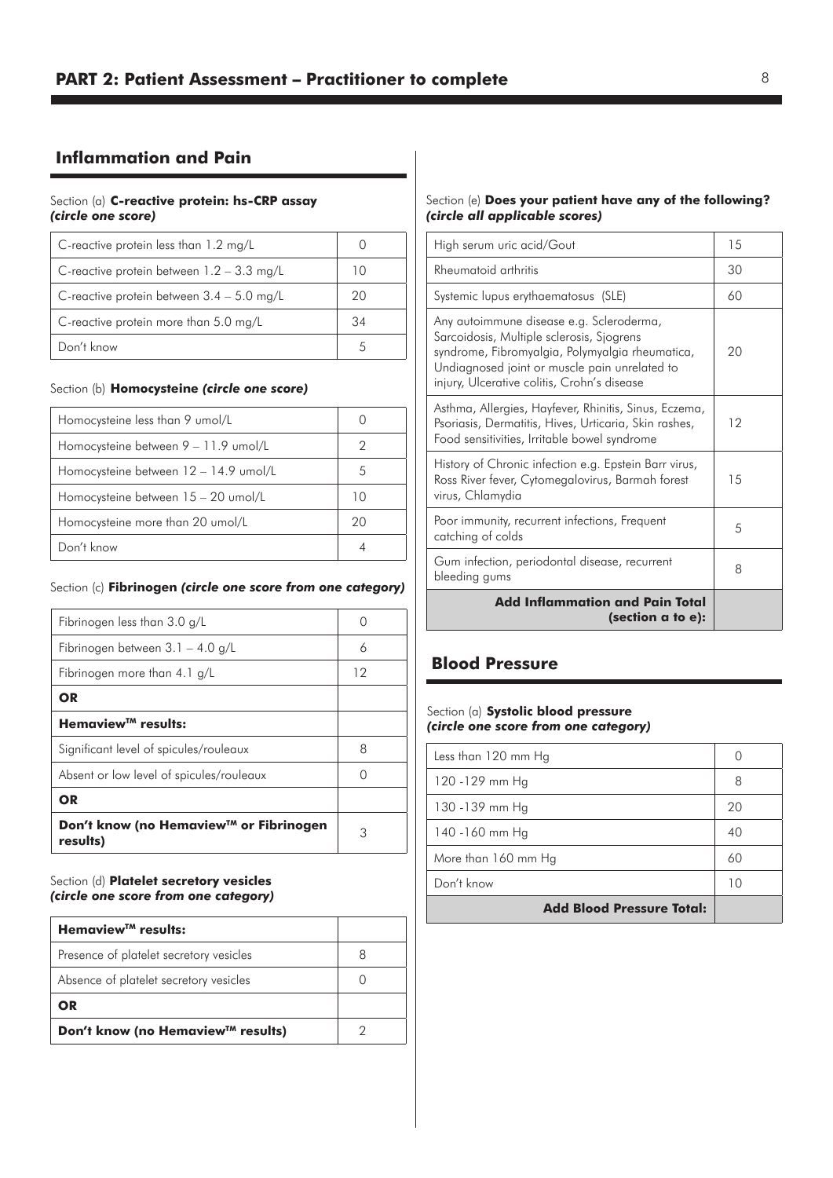## PART 2: Patient Assessment – Practitioner to complete

### Inflammation and Pain

Section (a) **C-reactive protein: hs-CRP assay** ***(circle one score)***

| | |
|---|---|
| C-reactive protein less than 1.2 mg/L | 0 |
| C-reactive protein between 1.2 – 3.3 mg/L | 10 |
| C-reactive protein between 3.4 – 5.0 mg/L | 20 |
| C-reactive protein more than 5.0 mg/L | 34 |
| Don't know | 5 |

Section (b) **Homocysteine** ***(circle one score)***

| | |
|---|---|
| Homocysteine less than 9 umol/L | 0 |
| Homocysteine between 9 – 11.9 umol/L | 2 |
| Homocysteine between 12 – 14.9 umol/L | 5 |
| Homocysteine between 15 – 20 umol/L | 10 |
| Homocysteine more than 20 umol/L | 20 |
| Don't know | 4 |

Section (c) **Fibrinogen** ***(circle one score from one category)***

| | |
|---|---|
| Fibrinogen less than 3.0 g/L | 0 |
| Fibrinogen between 3.1 – 4.0 g/L | 6 |
| Fibrinogen more than 4.1 g/L | 12 |
| **OR** | |
| **Hemaview™ results:** | |
| Significant level of spicules/rouleaux | 8 |
| Absent or low level of spicules/rouleaux | 0 |
| **OR** | |
| **Don't know (no Hemaview™ or Fibrinogen results)** | 3 |

Section (d) **Platelet secretory vesicles** ***(circle one score from one category)***

| | |
|---|---|
| **Hemaview™ results:** | |
| Presence of platelet secretory vesicles | 8 |
| Absence of platelet secretory vesicles | 0 |
| **OR** | |
| **Don't know (no Hemaview™ results)** | 2 |

Section (e) **Does your patient have any of the following?** ***(circle all applicable scores)***

| | |
|---|---|
| High serum uric acid/Gout | 15 |
| Rheumatoid arthritis | 30 |
| Systemic lupus erythaematosus (SLE) | 60 |
| Any autoimmune disease e.g. Scleroderma, Sarcoidosis, Multiple sclerosis, Sjogrens syndrome, Fibromyalgia, Polymyalgia rheumatica, Undiagnosed joint or muscle pain unrelated to injury, Ulcerative colitis, Crohn's disease | 20 |
| Asthma, Allergies, Hayfever, Rhinitis, Sinus, Eczema, Psoriasis, Dermatitis, Hives, Urticaria, Skin rashes, Food sensitivities, Irritable bowel syndrome | 12 |
| History of Chronic infection e.g. Epstein Barr virus, Ross River fever, Cytomegalovirus, Barmah forest virus, Chlamydia | 15 |
| Poor immunity, recurrent infections, Frequent catching of colds | 5 |
| Gum infection, periodontal disease, recurrent bleeding gums | 8 |
| **Add Inflammation and Pain Total (section a to e):** | |

### Blood Pressure

Section (a) **Systolic blood pressure** ***(circle one score from one category)***

| | |
|---|---|
| Less than 120 mm Hg | 0 |
| 120 -129 mm Hg | 8 |
| 130 -139 mm Hg | 20 |
| 140 -160 mm Hg | 40 |
| More than 160 mm Hg | 60 |
| Don't know | 10 |
| **Add Blood Pressure Total:** | |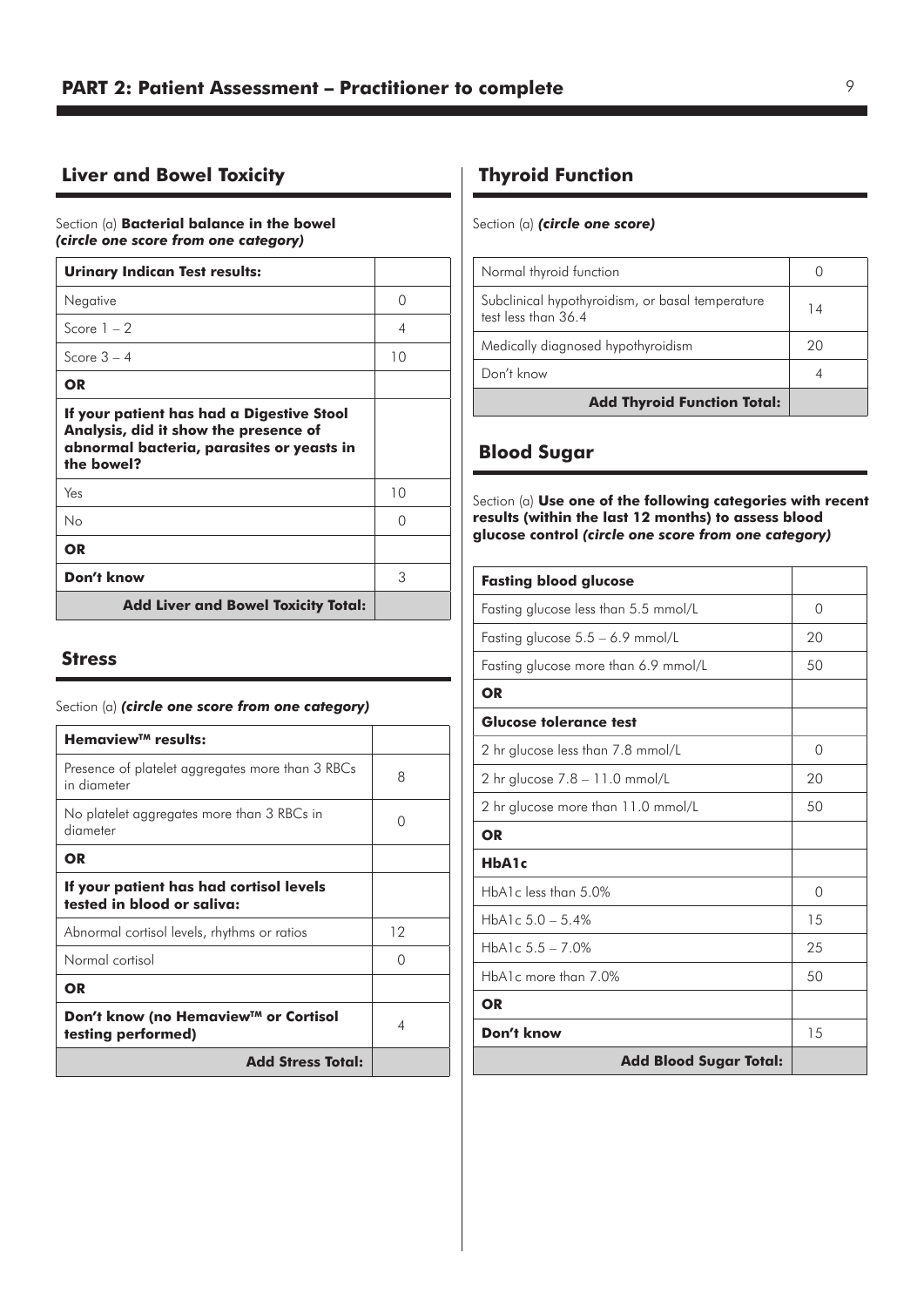## PART 2: Patient Assessment – Practitioner to complete

### Liver and Bowel Toxicity

Section (a) **Bacterial balance in the bowel** ***(circle one score from one category)***

| **Urinary Indican Test results:** | |
|---|---|
| Negative | 0 |
| Score 1 – 2 | 4 |
| Score 3 – 4 | 10 |
| **OR** | |
| **If your patient has had a Digestive Stool Analysis, did it show the presence of abnormal bacteria, parasites or yeasts in the bowel?** | |
| Yes | 10 |
| No | 0 |
| **OR** | |
| **Don't know** | 3 |
| **Add Liver and Bowel Toxicity Total:** | |

### Stress

Section (a) ***(circle one score from one category)***

| **Hemaview™ results:** | |
|---|---|
| Presence of platelet aggregates more than 3 RBCs in diameter | 8 |
| No platelet aggregates more than 3 RBCs in diameter | 0 |
| **OR** | |
| **If your patient has had cortisol levels tested in blood or saliva:** | |
| Abnormal cortisol levels, rhythms or ratios | 12 |
| Normal cortisol | 0 |
| **OR** | |
| **Don't know (no Hemaview™ or Cortisol testing performed)** | 4 |
| **Add Stress Total:** | |

### Thyroid Function

Section (a) ***(circle one score)***

| Normal thyroid function | 0 |
|---|---|
| Subclinical hypothyroidism, or basal temperature test less than 36.4 | 14 |
| Medically diagnosed hypothyroidism | 20 |
| Don't know | 4 |
| **Add Thyroid Function Total:** | |

### Blood Sugar

Section (a) **Use one of the following categories with recent results (within the last 12 months) to assess blood glucose control** ***(circle one score from one category)***

| **Fasting blood glucose** | |
|---|---|
| Fasting glucose less than 5.5 mmol/L | 0 |
| Fasting glucose 5.5 – 6.9 mmol/L | 20 |
| Fasting glucose more than 6.9 mmol/L | 50 |
| **OR** | |
| **Glucose tolerance test** | |
| 2 hr glucose less than 7.8 mmol/L | 0 |
| 2 hr glucose 7.8 – 11.0 mmol/L | 20 |
| 2 hr glucose more than 11.0 mmol/L | 50 |
| **OR** | |
| **HbA1c** | |
| HbA1c less than 5.0% | 0 |
| HbA1c 5.0 – 5.4% | 15 |
| HbA1c 5.5 – 7.0% | 25 |
| HbA1c more than 7.0% | 50 |
| **OR** | |
| **Don't know** | 15 |
| **Add Blood Sugar Total:** | |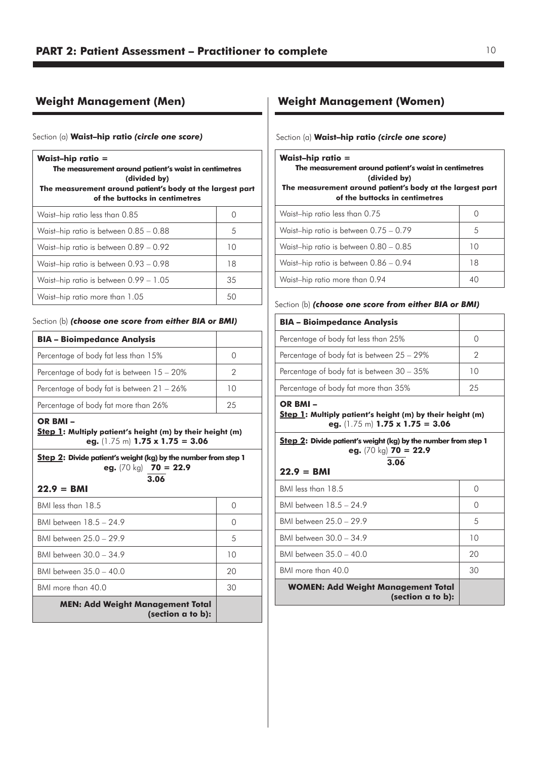# PART 2: Patient Assessment – Practitioner to complete

## Weight Management (Men)

Section (a) **Waist–hip ratio *(circle one score)***

| **Waist–hip ratio =** **The measurement around patient's waist in centimetres (divided by) The measurement around patient's body at the largest part of the buttocks in centimetres** | |
|---|---|
| Waist–hip ratio less than 0.85 | 0 |
| Waist–hip ratio is between 0.85 – 0.88 | 5 |
| Waist–hip ratio is between 0.89 – 0.92 | 10 |
| Waist–hip ratio is between 0.93 – 0.98 | 18 |
| Waist–hip ratio is between 0.99 – 1.05 | 35 |
| Waist–hip ratio more than 1.05 | 50 |

Section (b) ***(choose one score from either BIA or BMI)***

| **BIA – Bioimpedance Analysis** | |
|---|---|
| Percentage of body fat less than 15% | 0 |
| Percentage of body fat is between 15 – 20% | 2 |
| Percentage of body fat is between 21 – 26% | 10 |
| Percentage of body fat more than 26% | 25 |

**OR BMI –**

**Step 1: Multiply patient's height (m) by their height (m)**
**eg.** (1.75 m) **1.75 x 1.75 = 3.06**

**Step 2: Divide patient's weight (kg) by the number from step 1**
**eg.** (70 kg) $\frac{\mathbf{70}}{\mathbf{3.06}}$ **= 22.9**

**22.9 = BMI**

| BMI | Score |
|---|---|
| BMI less than 18.5 | 0 |
| BMI between 18.5 – 24.9 | 0 |
| BMI between 25.0 – 29.9 | 5 |
| BMI between 30.0 – 34.9 | 10 |
| BMI between 35.0 – 40.0 | 20 |
| BMI more than 40.0 | 30 |
| **MEN: Add Weight Management Total (section a to b):** | |

## Weight Management (Women)

Section (a) **Waist–hip ratio *(circle one score)***

| **Waist–hip ratio =** **The measurement around patient's waist in centimetres (divided by) The measurement around patient's body at the largest part of the buttocks in centimetres** | |
|---|---|
| Waist–hip ratio less than 0.75 | 0 |
| Waist–hip ratio is between 0.75 – 0.79 | 5 |
| Waist–hip ratio is between 0.80 – 0.85 | 10 |
| Waist–hip ratio is between 0.86 – 0.94 | 18 |
| Waist–hip ratio more than 0.94 | 40 |

Section (b) ***(choose one score from either BIA or BMI)***

| **BIA – Bioimpedance Analysis** | |
|---|---|
| Percentage of body fat less than 25% | 0 |
| Percentage of body fat is between 25 – 29% | 2 |
| Percentage of body fat is between 30 – 35% | 10 |
| Percentage of body fat more than 35% | 25 |

**OR BMI –**

**Step 1: Multiply patient's height (m) by their height (m)**
**eg.** (1.75 m) **1.75 x 1.75 = 3.06**

**Step 2: Divide patient's weight (kg) by the number from step 1**
**eg.** (70 kg) $\frac{\mathbf{70}}{\mathbf{3.06}}$ **= 22.9**

**22.9 = BMI**

| BMI | Score |
|---|---|
| BMI less than 18.5 | 0 |
| BMI between 18.5 – 24.9 | 0 |
| BMI between 25.0 – 29.9 | 5 |
| BMI between 30.0 – 34.9 | 10 |
| BMI between 35.0 – 40.0 | 20 |
| BMI more than 40.0 | 30 |
| **WOMEN: Add Weight Management Total (section a to b):** | |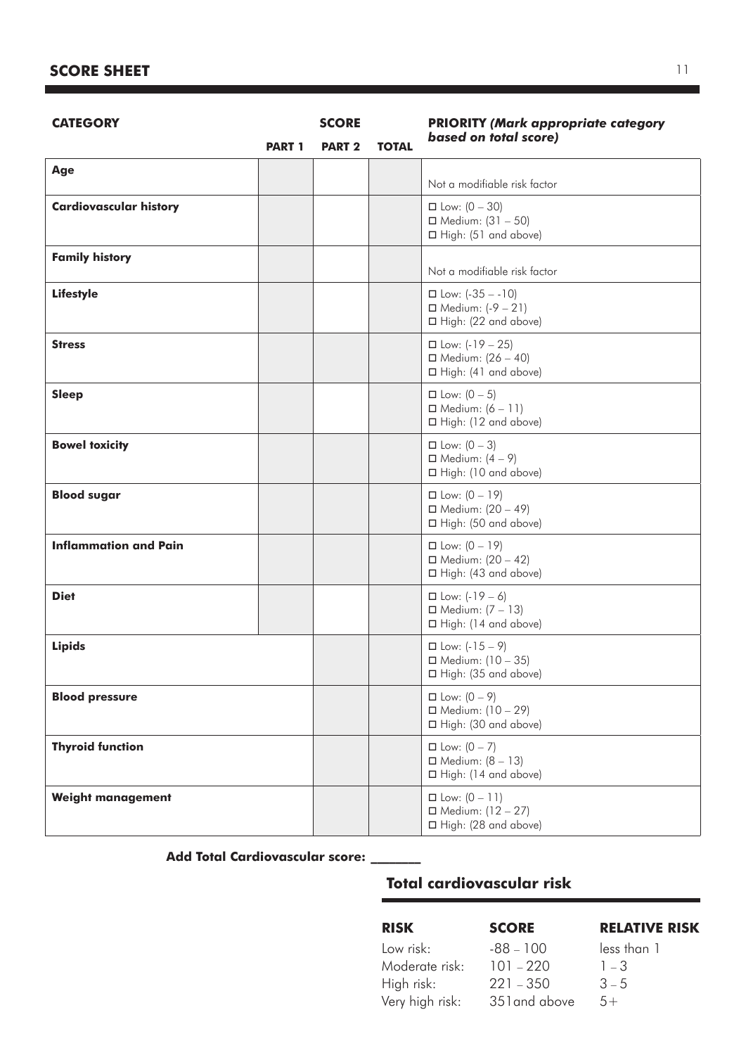## SCORE SHEET

| CATEGORY | SCORE | | | PRIORITY *(Mark appropriate category based on total score)* |
|---|---|---|---|---|
| | PART 1 | PART 2 | TOTAL | |
| **Age** | | | | Not a modifiable risk factor |
| **Cardiovascular history** | | | | ☐ Low: (0 – 30)<br>☐ Medium: (31 – 50)<br>☐ High: (51 and above) |
| **Family history** | | | | Not a modifiable risk factor |
| **Lifestyle** | | | | ☐ Low: (-35 – -10)<br>☐ Medium: (-9 – 21)<br>☐ High: (22 and above) |
| **Stress** | | | | ☐ Low: (-19 – 25)<br>☐ Medium: (26 – 40)<br>☐ High: (41 and above) |
| **Sleep** | | | | ☐ Low: (0 – 5)<br>☐ Medium: (6 – 11)<br>☐ High: (12 and above) |
| **Bowel toxicity** | | | | ☐ Low: (0 – 3)<br>☐ Medium: (4 – 9)<br>☐ High: (10 and above) |
| **Blood sugar** | | | | ☐ Low: (0 – 19)<br>☐ Medium: (20 – 49)<br>☐ High: (50 and above) |
| **Inflammation and Pain** | | | | ☐ Low: (0 – 19)<br>☐ Medium: (20 – 42)<br>☐ High: (43 and above) |
| **Diet** | | | | ☐ Low: (-19 – 6)<br>☐ Medium: (7 – 13)<br>☐ High: (14 and above) |
| **Lipids** | | | | ☐ Low: (-15 – 9)<br>☐ Medium: (10 – 35)<br>☐ High: (35 and above) |
| **Blood pressure** | | | | ☐ Low: (0 – 9)<br>☐ Medium: (10 – 29)<br>☐ High: (30 and above) |
| **Thyroid function** | | | | ☐ Low: (0 – 7)<br>☐ Medium: (8 – 13)<br>☐ High: (14 and above) |
| **Weight management** | | | | ☐ Low: (0 – 11)<br>☐ Medium: (12 – 27)<br>☐ High: (28 and above) |

**Add Total Cardiovascular score: _______**

### Total cardiovascular risk

| RISK | SCORE | RELATIVE RISK |
|---|---|---|
| Low risk: | -88 – 100 | less than 1 |
| Moderate risk: | 101 – 220 | 1 – 3 |
| High risk: | 221 – 350 | 3 – 5 |
| Very high risk: | 351and above | 5+ |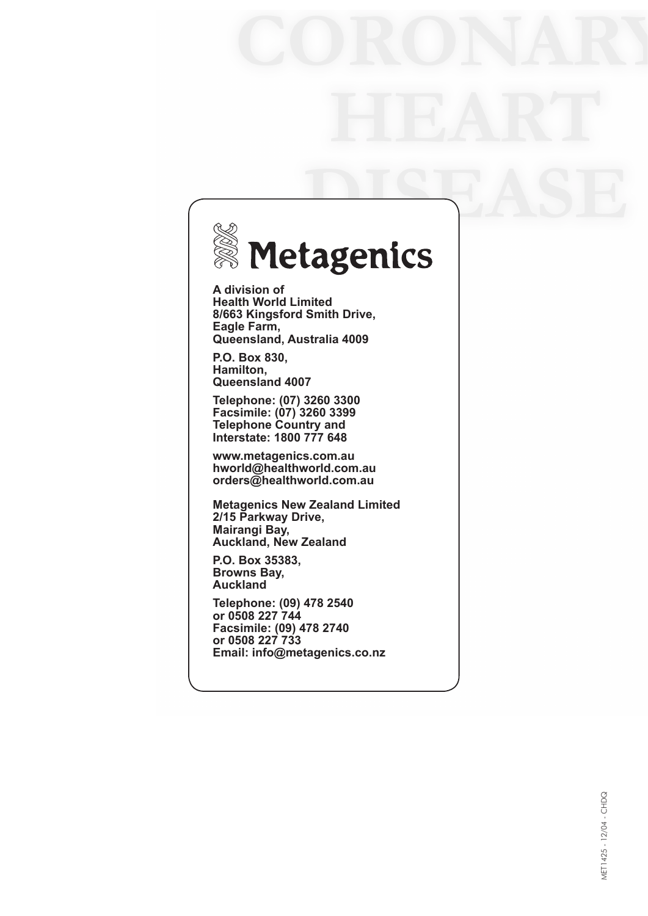CORONARY HEART DISEASE

# Metagenics

**A division of**
**Health World Limited**
**8/663 Kingsford Smith Drive,**
**Eagle Farm,**
**Queensland, Australia 4009**

**P.O. Box 830,**
**Hamilton,**
**Queensland 4007**

**Telephone: (07) 3260 3300**
**Facsimile: (07) 3260 3399**
**Telephone Country and**
**Interstate: 1800 777 648**

**www.metagenics.com.au**
**hworld@healthworld.com.au**
**orders@healthworld.com.au**

**Metagenics New Zealand Limited**
**2/15 Parkway Drive,**
**Mairangi Bay,**
**Auckland, New Zealand**

**P.O. Box 35383,**
**Browns Bay,**
**Auckland**

**Telephone: (09) 478 2540**
**or 0508 227 744**
**Facsimile: (09) 478 2740**
**or 0508 227 733**
**Email: info@metagenics.co.nz**

MET1425 - 12/04 - CHDQ